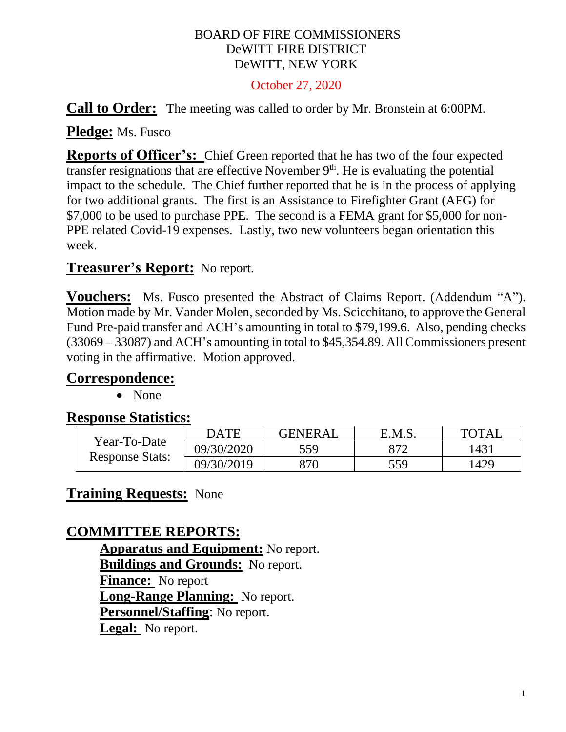BOARD OF FIRE COMMISSIONERS
DeWITT FIRE DISTRICT
DeWITT, NEW YORK

October 27, 2020

**Call to Order:** The meeting was called to order by Mr. Bronstein at 6:00PM.

**Pledge:** Ms. Fusco

**Reports of Officer's:** Chief Green reported that he has two of the four expected transfer resignations that are effective November 9th. He is evaluating the potential impact to the schedule. The Chief further reported that he is in the process of applying for two additional grants. The first is an Assistance to Firefighter Grant (AFG) for $7,000 to be used to purchase PPE. The second is a FEMA grant for $5,000 for non-PPE related Covid-19 expenses. Lastly, two new volunteers began orientation this week.

**Treasurer's Report:** No report.

**Vouchers:** Ms. Fusco presented the Abstract of Claims Report. (Addendum "A"). Motion made by Mr. Vander Molen, seconded by Ms. Scicchitano, to approve the General Fund Pre-paid transfer and ACH's amounting in total to $79,199.6. Also, pending checks (33069 – 33087) and ACH's amounting in total to $45,354.89. All Commissioners present voting in the affirmative. Motion approved.

**Correspondence:**

- None

**Response Statistics:**

| | DATE | GENERAL | E.M.S. | TOTAL |
|---|---|---|---|---|
| Year-To-Date Response Stats: | 09/30/2020 | 559 | 872 | 1431 |
| | 09/30/2019 | 870 | 559 | 1429 |

**Training Requests:** None

**COMMITTEE REPORTS:**

**Apparatus and Equipment:** No report.
**Buildings and Grounds:** No report.
**Finance:** No report
**Long-Range Planning:** No report.
**Personnel/Staffing**: No report.
**Legal:** No report.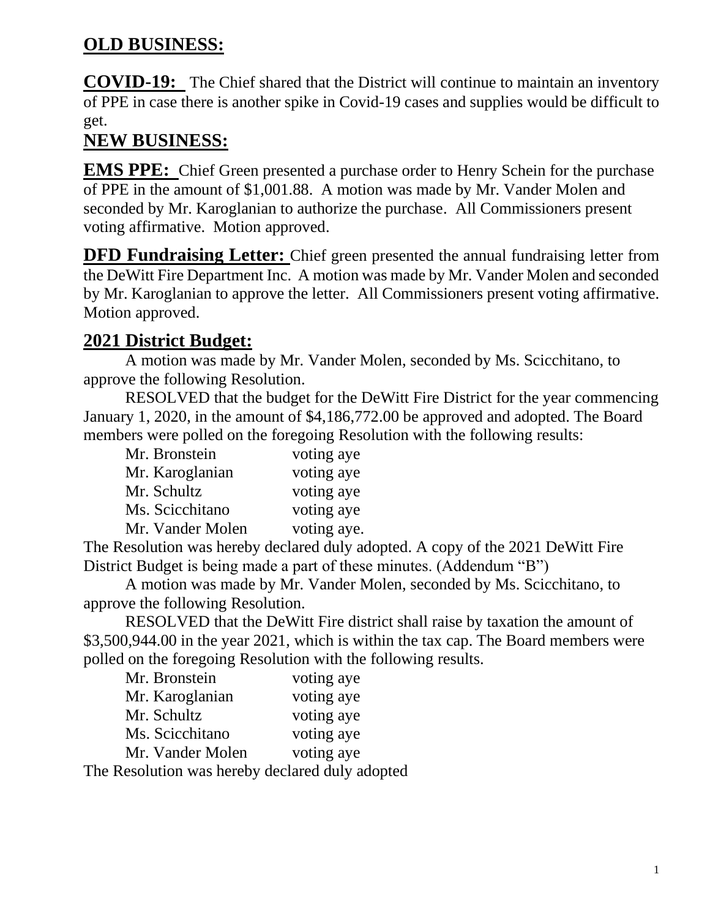## OLD BUSINESS:

**COVID-19:** The Chief shared that the District will continue to maintain an inventory of PPE in case there is another spike in Covid-19 cases and supplies would be difficult to get.

## NEW BUSINESS:

**EMS PPE:** Chief Green presented a purchase order to Henry Schein for the purchase of PPE in the amount of $1,001.88. A motion was made by Mr. Vander Molen and seconded by Mr. Karoglanian to authorize the purchase. All Commissioners present voting affirmative. Motion approved.

**DFD Fundraising Letter:** Chief green presented the annual fundraising letter from the DeWitt Fire Department Inc. A motion was made by Mr. Vander Molen and seconded by Mr. Karoglanian to approve the letter. All Commissioners present voting affirmative. Motion approved.

## 2021 District Budget:

A motion was made by Mr. Vander Molen, seconded by Ms. Scicchitano, to approve the following Resolution.

RESOLVED that the budget for the DeWitt Fire District for the year commencing January 1, 2020, in the amount of $4,186,772.00 be approved and adopted. The Board members were polled on the foregoing Resolution with the following results:

| | |
|---|---|
| Mr. Bronstein | voting aye |
| Mr. Karoglanian | voting aye |
| Mr. Schultz | voting aye |
| Ms. Scicchitano | voting aye |
| Mr. Vander Molen | voting aye. |

The Resolution was hereby declared duly adopted. A copy of the 2021 DeWitt Fire District Budget is being made a part of these minutes. (Addendum "B")

A motion was made by Mr. Vander Molen, seconded by Ms. Scicchitano, to approve the following Resolution.

RESOLVED that the DeWitt Fire district shall raise by taxation the amount of $3,500,944.00 in the year 2021, which is within the tax cap. The Board members were polled on the foregoing Resolution with the following results.

| | |
|---|---|
| Mr. Bronstein | voting aye |
| Mr. Karoglanian | voting aye |
| Mr. Schultz | voting aye |
| Ms. Scicchitano | voting aye |
| Mr. Vander Molen | voting aye |

The Resolution was hereby declared duly adopted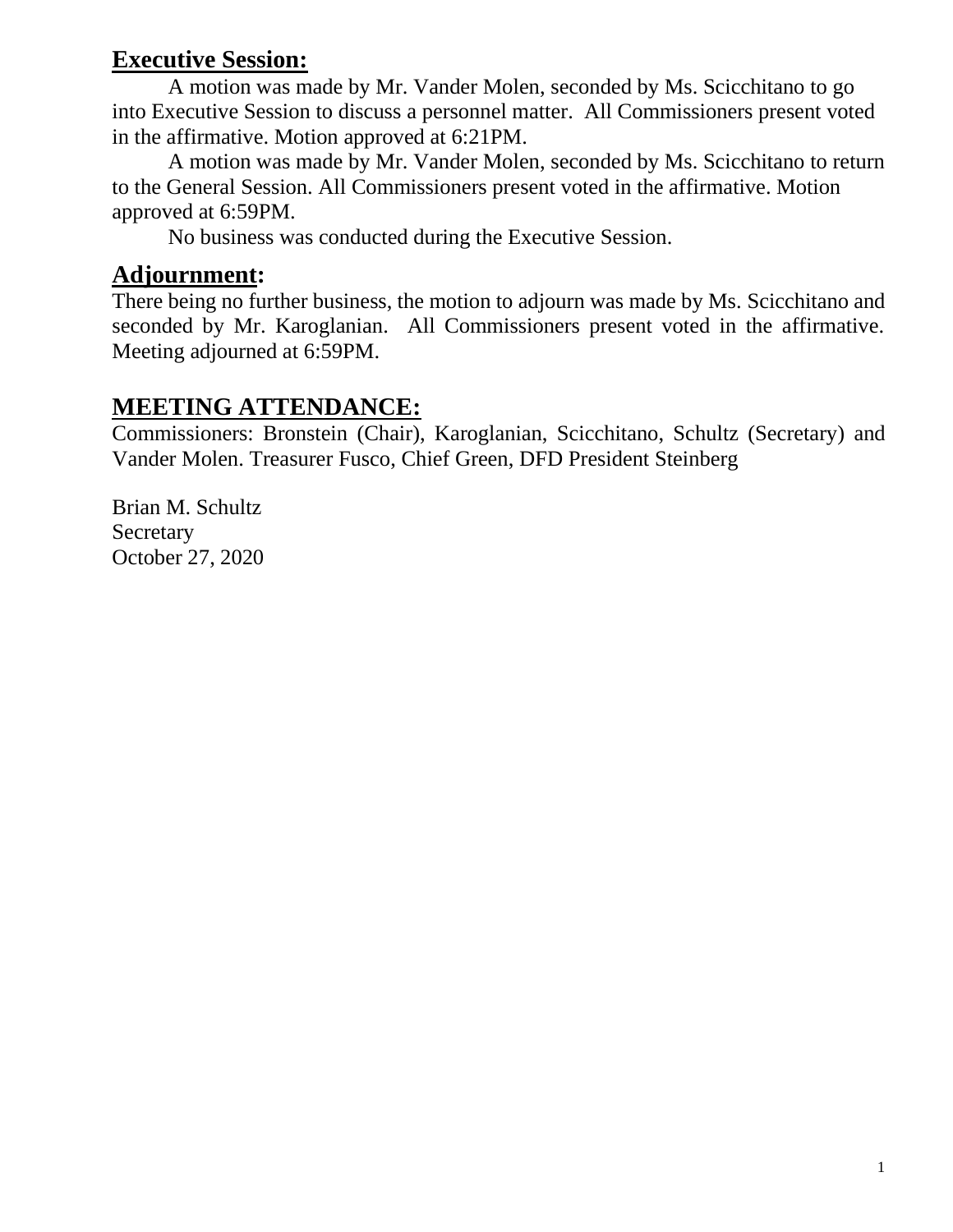## Executive Session:

A motion was made by Mr. Vander Molen, seconded by Ms. Scicchitano to go into Executive Session to discuss a personnel matter. All Commissioners present voted in the affirmative. Motion approved at 6:21PM.

A motion was made by Mr. Vander Molen, seconded by Ms. Scicchitano to return to the General Session. All Commissioners present voted in the affirmative. Motion approved at 6:59PM.

No business was conducted during the Executive Session.

## Adjournment:

There being no further business, the motion to adjourn was made by Ms. Scicchitano and seconded by Mr. Karoglanian. All Commissioners present voted in the affirmative. Meeting adjourned at 6:59PM.

## MEETING ATTENDANCE:

Commissioners: Bronstein (Chair), Karoglanian, Scicchitano, Schultz (Secretary) and Vander Molen. Treasurer Fusco, Chief Green, DFD President Steinberg

Brian M. Schultz
Secretary
October 27, 2020